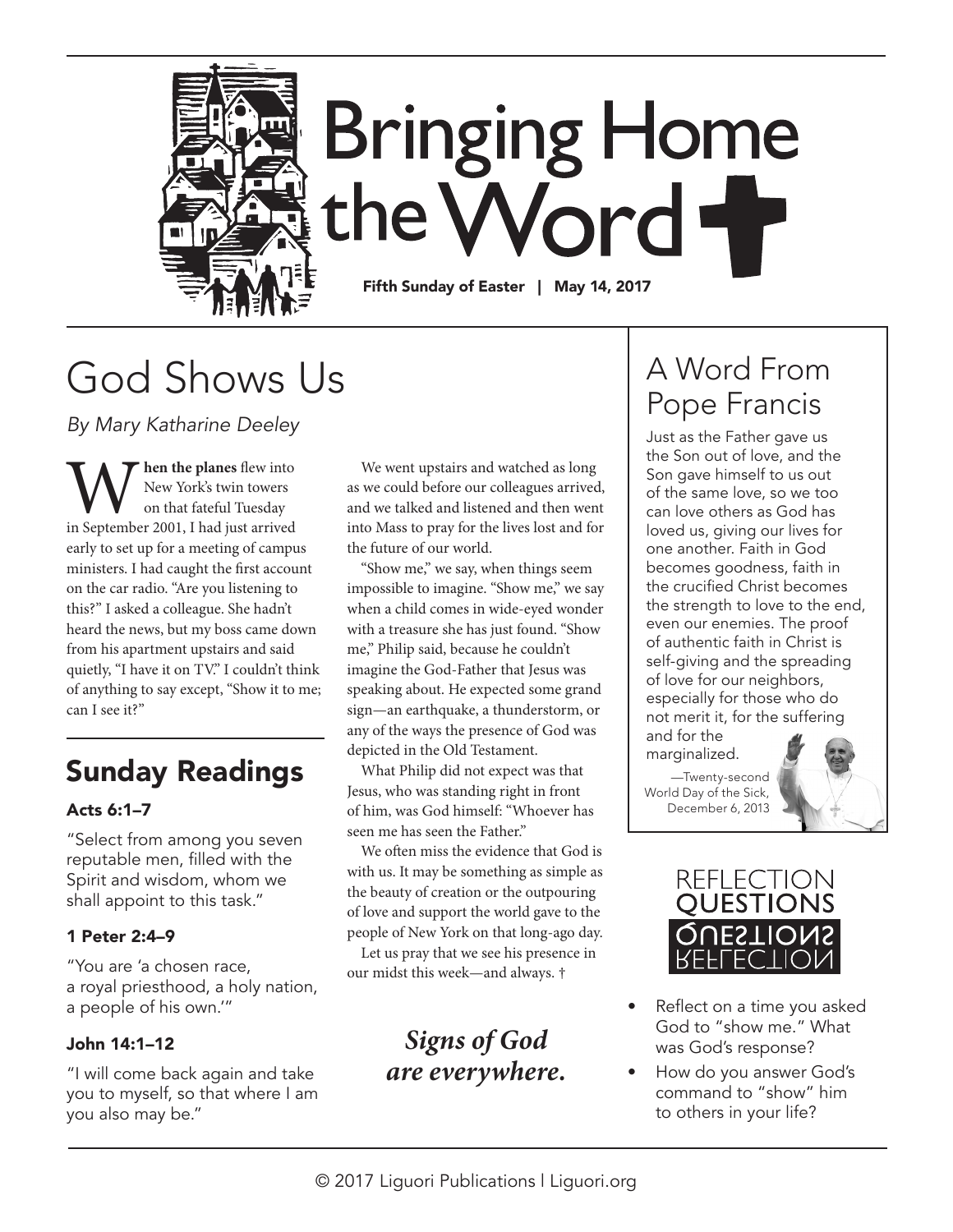# Bringing Home the Word

**Fifth Sunday of Easter | May 14, 2017**

## God Shows Us

*By Mary Katharine Deeley*

**When the planes** flew into New York's twin towers on that fateful Tuesday in September 2001, I had just arrived early to set up for a meeting of campus ministers. I had caught the first account on the car radio. "Are you listening to this?" I asked a colleague. She hadn't heard the news, but my boss came down from his apartment upstairs and said quietly, "I have it on TV." I couldn't think of anything to say except, "Show it to me; can I see it?"

We went upstairs and watched as long as we could before our colleagues arrived, and we talked and listened and then went into Mass to pray for the lives lost and for the future of our world.

"Show me," we say, when things seem impossible to imagine. "Show me," we say when a child comes in wide-eyed wonder with a treasure she has just found. "Show me," Philip said, because he couldn't imagine the God-Father that Jesus was speaking about. He expected some grand sign—an earthquake, a thunderstorm, or any of the ways the presence of God was depicted in the Old Testament.

What Philip did not expect was that Jesus, who was standing right in front of him, was God himself: "Whoever has seen me has seen the Father."

We often miss the evidence that God is with us. It may be something as simple as the beauty of creation or the outpouring of love and support the world gave to the people of New York on that long-ago day.

Let us pray that we see his presence in our midst this week—and always. †

***Signs of God are everywhere.***

## Sunday Readings

### Acts 6:1–7

"Select from among you seven reputable men, filled with the Spirit and wisdom, whom we shall appoint to this task."

### 1 Peter 2:4–9

"You are 'a chosen race, a royal priesthood, a holy nation, a people of his own.'"

### John 14:1–12

"I will come back again and take you to myself, so that where I am you also may be."

## A Word From Pope Francis

Just as the Father gave us the Son out of love, and the Son gave himself to us out of the same love, so we too can love others as God has loved us, giving our lives for one another. Faith in God becomes goodness, faith in the crucified Christ becomes the strength to love to the end, even our enemies. The proof of authentic faith in Christ is self-giving and the spreading of love for our neighbors, especially for those who do not merit it, for the suffering and for the marginalized.

—Twenty-second World Day of the Sick, December 6, 2013

## Reflection Questions

- Reflect on a time you asked God to "show me." What was God's response?
- How do you answer God's command to "show" him to others in your life?

© 2017 Liguori Publications | Liguori.org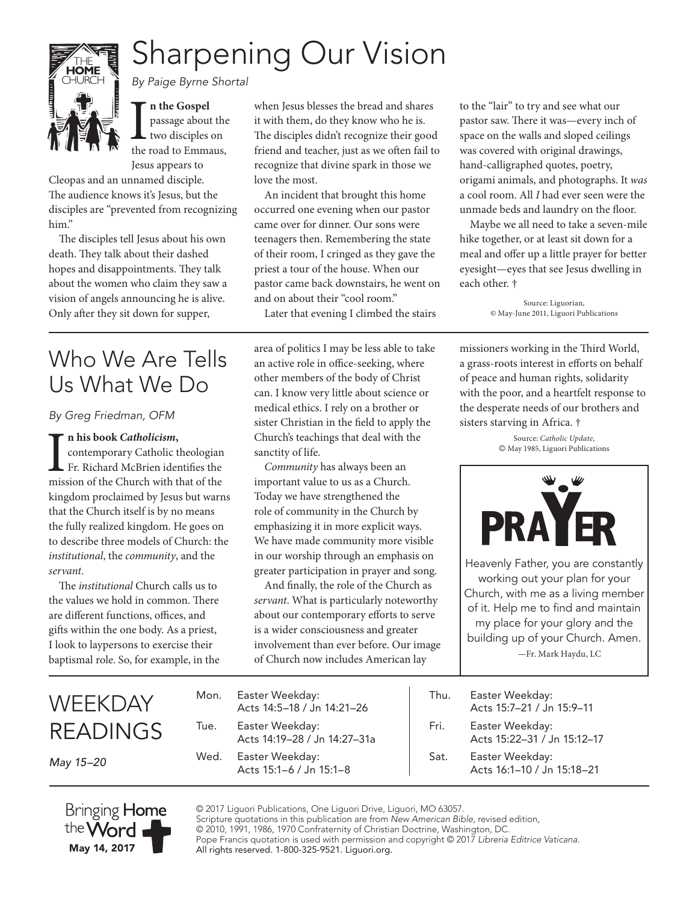# Sharpening Our Vision

*By Paige Byrne Shortal*

**In the Gospel** passage about the two disciples on the road to Emmaus, Jesus appears to Cleopas and an unnamed disciple. The audience knows it's Jesus, but the disciples are "prevented from recognizing him."

The disciples tell Jesus about his own death. They talk about their dashed hopes and disappointments. They talk about the women who claim they saw a vision of angels announcing he is alive. Only after they sit down for supper, when Jesus blesses the bread and shares it with them, do they know who he is. The disciples didn't recognize their good friend and teacher, just as we often fail to recognize that divine spark in those we love the most.

An incident that brought this home occurred one evening when our pastor came over for dinner. Our sons were teenagers then. Remembering the state of their room, I cringed as they gave the priest a tour of the house. When our pastor came back downstairs, he went on and on about their "cool room."

Later that evening I climbed the stairs to the "lair" to try and see what our pastor saw. There it was—every inch of space on the walls and sloped ceilings was covered with original drawings, hand-calligraphed quotes, poetry, origami animals, and photographs. It *was* a cool room. All *I* had ever seen were the unmade beds and laundry on the floor.

Maybe we all need to take a seven-mile hike together, or at least sit down for a meal and offer up a little prayer for better eyesight—eyes that see Jesus dwelling in each other. †

Source: Liguorian, © May-June 2011, Liguori Publications

# Who We Are Tells Us What We Do

*By Greg Friedman, OFM*

**In his book *Catholicism*,** contemporary Catholic theologian Fr. Richard McBrien identifies the mission of the Church with that of the kingdom proclaimed by Jesus but warns that the Church itself is by no means the fully realized kingdom. He goes on to describe three models of Church: the *institutional*, the *community*, and the *servant*.

The *institutional* Church calls us to the values we hold in common. There are different functions, offices, and gifts within the one body. As a priest, I look to laypersons to exercise their baptismal role. So, for example, in the area of politics I may be less able to take an active role in office-seeking, where other members of the body of Christ can. I know very little about science or medical ethics. I rely on a brother or sister Christian in the field to apply the Church's teachings that deal with the sanctity of life.

*Community* has always been an important value to us as a Church. Today we have strengthened the role of community in the Church by emphasizing it in more explicit ways. We have made community more visible in our worship through an emphasis on greater participation in prayer and song.

And finally, the role of the Church as *servant*. What is particularly noteworthy about our contemporary efforts to serve is a wider consciousness and greater involvement than ever before. Our image of Church now includes American lay missioners working in the Third World, a grass-roots interest in efforts on behalf of peace and human rights, solidarity with the poor, and a heartfelt response to the desperate needs of our brothers and sisters starving in Africa. †

Source: *Catholic Update*, © May 1985, Liguori Publications

## PRAYER

Heavenly Father, you are constantly working out your plan for your Church, with me as a living member of it. Help me to find and maintain my place for your glory and the building up of your Church. Amen.

—Fr. Mark Haydu, LC

## WEEKDAY READINGS

*May 15–20*

| | | | |
|---|---|---|---|
| Mon. | Easter Weekday: Acts 14:5–18 / Jn 14:21–26 | Thu. | Easter Weekday: Acts 15:7–21 / Jn 15:9–11 |
| Tue. | Easter Weekday: Acts 14:19–28 / Jn 14:27–31a | Fri. | Easter Weekday: Acts 15:22–31 / Jn 15:12–17 |
| Wed. | Easter Weekday: Acts 15:1–6 / Jn 15:1–8 | Sat. | Easter Weekday: Acts 16:1–10 / Jn 15:18–21 |

Bringing Home the Word
May 14, 2017

© 2017 Liguori Publications, One Liguori Drive, Liguori, MO 63057.
Scripture quotations in this publication are from *New American Bible*, revised edition, © 2010, 1991, 1986, 1970 Confraternity of Christian Doctrine, Washington, DC.
Pope Francis quotation is used with permission and copyright © 2017 *Libreria Editrice Vaticana*.
All rights reserved. 1-800-325-9521. Liguori.org.